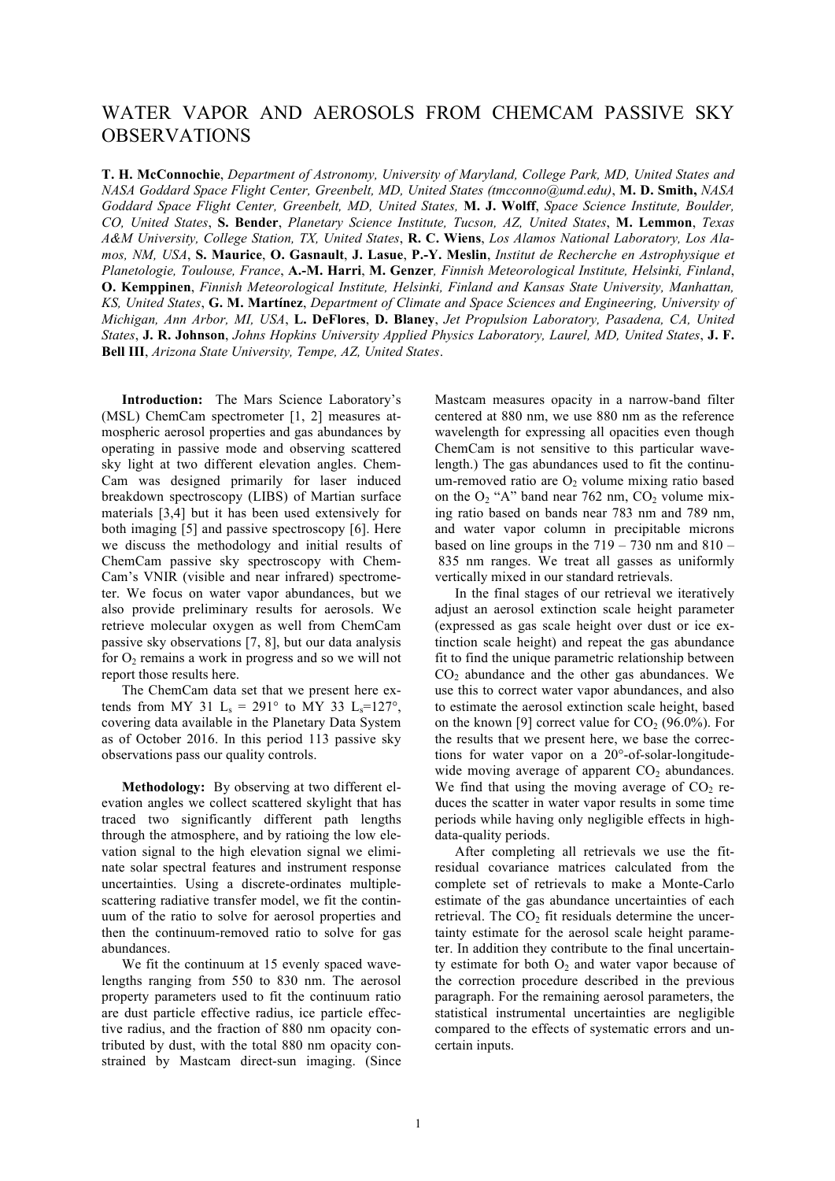# WATER VAPOR AND AEROSOLS FROM CHEMCAM PASSIVE SKY OBSERVATIONS

**T. H. McConnochie**, *Department of Astronomy, University of Maryland, College Park, MD, United States and NASA Goddard Space Flight Center, Greenbelt, MD, United States (tmcconno@umd.edu)*, **M. D. Smith,** *NASA Goddard Space Flight Center, Greenbelt, MD, United States,* **M. J. Wolff**, *Space Science Institute, Boulder, CO, United States*, **S. Bender**, *Planetary Science Institute, Tucson, AZ, United States*, **M. Lemmon**, *Texas A&M University, College Station, TX, United States*, **R. C. Wiens**, *Los Alamos National Laboratory, Los Alamos, NM, USA*, **S. Maurice**, **O. Gasnault**, **J. Lasue**, **P.-Y. Meslin**, *Institut de Recherche en Astrophysique et Planetologie, Toulouse, France*, **A.-M. Harri**, **M. Genzer***, Finnish Meteorological Institute, Helsinki, Finland*, **O. Kemppinen**, *Finnish Meteorological Institute, Helsinki, Finland and Kansas State University, Manhattan, KS, United States*, **G. M. Martínez**, *Department of Climate and Space Sciences and Engineering, University of Michigan, Ann Arbor, MI, USA*, **L. DeFlores**, **D. Blaney**, *Jet Propulsion Laboratory, Pasadena, CA, United States*, **J. R. Johnson**, *Johns Hopkins University Applied Physics Laboratory, Laurel, MD, United States*, **J. F. Bell III**, *Arizona State University, Tempe, AZ, United States*.

**Introduction:** The Mars Science Laboratory's (MSL) ChemCam spectrometer [1, 2] measures atmospheric aerosol properties and gas abundances by operating in passive mode and observing scattered sky light at two different elevation angles. ChemCam was designed primarily for laser induced breakdown spectroscopy (LIBS) of Martian surface materials [3,4] but it has been used extensively for both imaging [5] and passive spectroscopy [6]. Here we discuss the methodology and initial results of ChemCam passive sky spectroscopy with ChemCam's VNIR (visible and near infrared) spectrometer. We focus on water vapor abundances, but we also provide preliminary results for aerosols. We retrieve molecular oxygen as well from ChemCam passive sky observations [7, 8], but our data analysis for $O_2$ remains a work in progress and so we will not report those results here.

The ChemCam data set that we present here extends from MY 31 $L_s$ = 291° to MY 33 $L_s$=127°, covering data available in the Planetary Data System as of October 2016. In this period 113 passive sky observations pass our quality controls.

**Methodology:** By observing at two different elevation angles we collect scattered skylight that has traced two significantly different path lengths through the atmosphere, and by ratioing the low elevation signal to the high elevation signal we eliminate solar spectral features and instrument response uncertainties. Using a discrete-ordinates multiple-scattering radiative transfer model, we fit the continuum of the ratio to solve for aerosol properties and then the continuum-removed ratio to solve for gas abundances.

We fit the continuum at 15 evenly spaced wavelengths ranging from 550 to 830 nm. The aerosol property parameters used to fit the continuum ratio are dust particle effective radius, ice particle effective radius, and the fraction of 880 nm opacity contributed by dust, with the total 880 nm opacity constrained by Mastcam direct-sun imaging. (Since Mastcam measures opacity in a narrow-band filter centered at 880 nm, we use 880 nm as the reference wavelength for expressing all opacities even though ChemCam is not sensitive to this particular wavelength.) The gas abundances used to fit the continuum-removed ratio are $O_2$ volume mixing ratio based on the $O_2$ "A" band near 762 nm, $CO_2$ volume mixing ratio based on bands near 783 nm and 789 nm, and water vapor column in precipitable microns based on line groups in the 719 – 730 nm and 810 – 835 nm ranges. We treat all gasses as uniformly vertically mixed in our standard retrievals.

In the final stages of our retrieval we iteratively adjust an aerosol extinction scale height parameter (expressed as gas scale height over dust or ice extinction scale height) and repeat the gas abundance fit to find the unique parametric relationship between $CO_2$ abundance and the other gas abundances. We use this to correct water vapor abundances, and also to estimate the aerosol extinction scale height, based on the known [9] correct value for $CO_2$ (96.0%). For the results that we present here, we base the corrections for water vapor on a 20°-of-solar-longitude-wide moving average of apparent $CO_2$ abundances. We find that using the moving average of $CO_2$ reduces the scatter in water vapor results in some time periods while having only negligible effects in high-data-quality periods.

After completing all retrievals we use the fit-residual covariance matrices calculated from the complete set of retrievals to make a Monte-Carlo estimate of the gas abundance uncertainties of each retrieval. The $CO_2$ fit residuals determine the uncertainty estimate for the aerosol scale height parameter. In addition they contribute to the final uncertainty estimate for both $O_2$ and water vapor because of the correction procedure described in the previous paragraph. For the remaining aerosol parameters, the statistical instrumental uncertainties are negligible compared to the effects of systematic errors and uncertain inputs.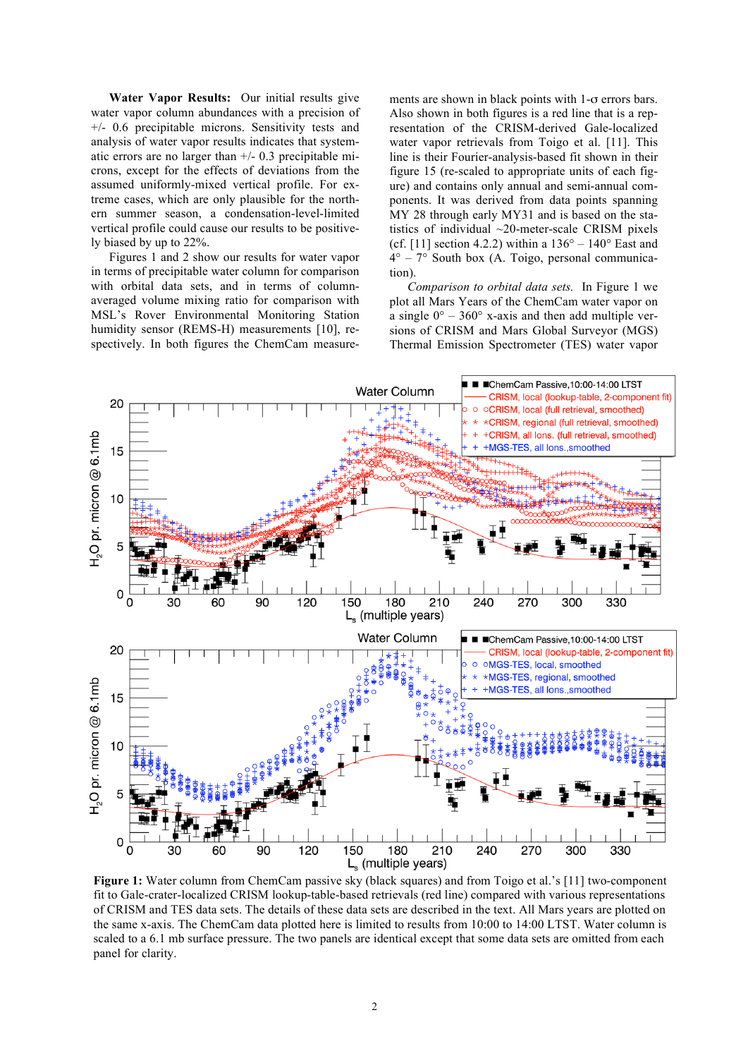**Water Vapor Results:** Our initial results give water vapor column abundances with a precision of +/- 0.6 precipitable microns. Sensitivity tests and analysis of water vapor results indicates that systematic errors are no larger than +/- 0.3 precipitable microns, except for the effects of deviations from the assumed uniformly-mixed vertical profile. For extreme cases, which are only plausible for the northern summer season, a condensation-level-limited vertical profile could cause our results to be positively biased by up to 22%.

Figures 1 and 2 show our results for water vapor in terms of precipitable water column for comparison with orbital data sets, and in terms of column-averaged volume mixing ratio for comparison with MSL's Rover Environmental Monitoring Station humidity sensor (REMS-H) measurements [10], respectively. In both figures the ChemCam measurements are shown in black points with 1-σ errors bars. Also shown in both figures is a red line that is a representation of the CRISM-derived Gale-localized water vapor retrievals from Toigo et al. [11]. This line is their Fourier-analysis-based fit shown in their figure 15 (re-scaled to appropriate units of each figure) and contains only annual and semi-annual components. It was derived from data points spanning MY 28 through early MY31 and is based on the statistics of individual ~20-meter-scale CRISM pixels (cf. [11] section 4.2.2) within a 136° – 140° East and 4° – 7° South box (A. Toigo, personal communication).

*Comparison to orbital data sets.* In Figure 1 we plot all Mars Years of the ChemCam water vapor on a single 0° – 360° x-axis and then add multiple versions of CRISM and Mars Global Surveyor (MGS) Thermal Emission Spectrometer (TES) water vapor

**Figure 1:** Water column from ChemCam passive sky (black squares) and from Toigo et al.'s [11] two-component fit to Gale-crater-localized CRISM lookup-table-based retrievals (red line) compared with various representations of CRISM and TES data sets. The details of these data sets are described in the text. All Mars years are plotted on the same x-axis. The ChemCam data plotted here is limited to results from 10:00 to 14:00 LTST. Water column is scaled to a 6.1 mb surface pressure. The two panels are identical except that some data sets are omitted from each panel for clarity.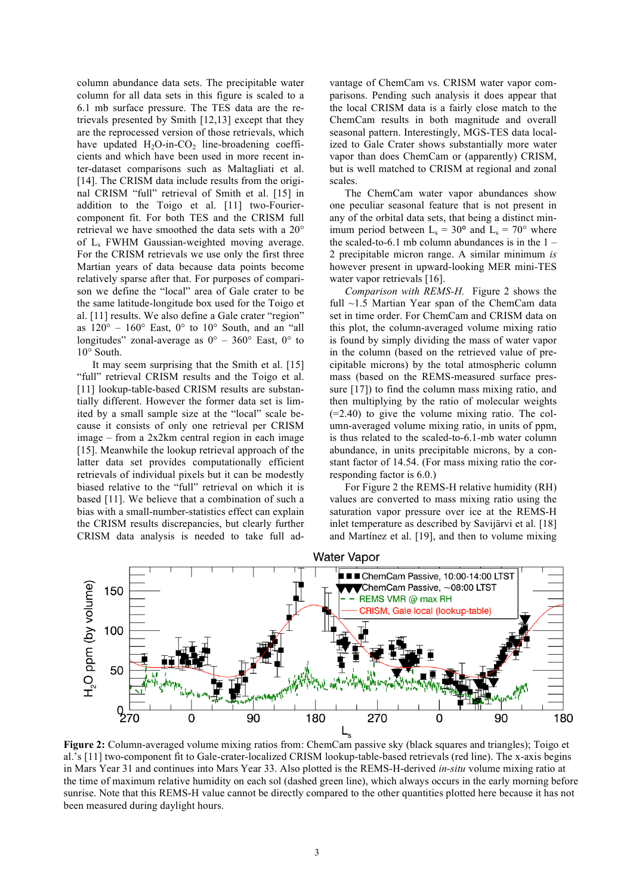column abundance data sets. The precipitable water column for all data sets in this figure is scaled to a 6.1 mb surface pressure. The TES data are the retrievals presented by Smith [12,13] except that they are the reprocessed version of those retrievals, which have updated $H_2O$-in-$CO_2$ line-broadening coefficients and which have been used in more recent inter-dataset comparisons such as Maltagliati et al. [14]. The CRISM data include results from the original CRISM "full" retrieval of Smith et al. [15] in addition to the Toigo et al. [11] two-Fourier-component fit. For both TES and the CRISM full retrieval we have smoothed the data sets with a 20° of $L_s$ FWHM Gaussian-weighted moving average. For the CRISM retrievals we use only the first three Martian years of data because data points become relatively sparse after that. For purposes of comparison we define the "local" area of Gale crater to be the same latitude-longitude box used for the Toigo et al. [11] results. We also define a Gale crater "region" as 120° – 160° East, 0° to 10° South, and an "all longitudes" zonal-average as 0° – 360° East, 0° to 10° South.

It may seem surprising that the Smith et al. [15] "full" retrieval CRISM results and the Toigo et al. [11] lookup-table-based CRISM results are substantially different. However the former data set is limited by a small sample size at the "local" scale because it consists of only one retrieval per CRISM image – from a 2x2km central region in each image [15]. Meanwhile the lookup retrieval approach of the latter data set provides computationally efficient retrievals of individual pixels but it can be modestly biased relative to the "full" retrieval on which it is based [11]. We believe that a combination of such a bias with a small-number-statistics effect can explain the CRISM results discrepancies, but clearly further CRISM data analysis is needed to take full advantage of ChemCam vs. CRISM water vapor comparisons. Pending such analysis it does appear that the local CRISM data is a fairly close match to the ChemCam results in both magnitude and overall seasonal pattern. Interestingly, MGS-TES data localized to Gale Crater shows substantially more water vapor than does ChemCam or (apparently) CRISM, but is well matched to CRISM at regional and zonal scales.

The ChemCam water vapor abundances show one peculiar seasonal feature that is not present in any of the orbital data sets, that being a distinct minimum period between $L_s$ = 30° and $L_s$ = 70° where the scaled-to-6.1 mb column abundances is in the 1 – 2 precipitable micron range. A similar minimum *is* however present in upward-looking MER mini-TES water vapor retrievals [16].

*Comparison with REMS-H.* Figure 2 shows the full ~1.5 Martian Year span of the ChemCam data set in time order. For ChemCam and CRISM data on this plot, the column-averaged volume mixing ratio is found by simply dividing the mass of water vapor in the column (based on the retrieved value of precipitable microns) by the total atmospheric column mass (based on the REMS-measured surface pressure [17]) to find the column mass mixing ratio, and then multiplying by the ratio of molecular weights (=2.40) to give the volume mixing ratio. The column-averaged volume mixing ratio, in units of ppm, is thus related to the scaled-to-6.1-mb water column abundance, in units precipitable microns, by a constant factor of 14.54. (For mass mixing ratio the corresponding factor is 6.0.)

For Figure 2 the REMS-H relative humidity (RH) values are converted to mass mixing ratio using the saturation vapor pressure over ice at the REMS-H inlet temperature as described by Savijärvi et al. [18] and Martínez et al. [19], and then to volume mixing

**Figure 2:** Column-averaged volume mixing ratios from: ChemCam passive sky (black squares and triangles); Toigo et al.'s [11] two-component fit to Gale-crater-localized CRISM lookup-table-based retrievals (red line). The x-axis begins in Mars Year 31 and continues into Mars Year 33. Also plotted is the REMS-H-derived *in-situ* volume mixing ratio at the time of maximum relative humidity on each sol (dashed green line), which always occurs in the early morning before sunrise. Note that this REMS-H value cannot be directly compared to the other quantities plotted here because it has not been measured during daylight hours.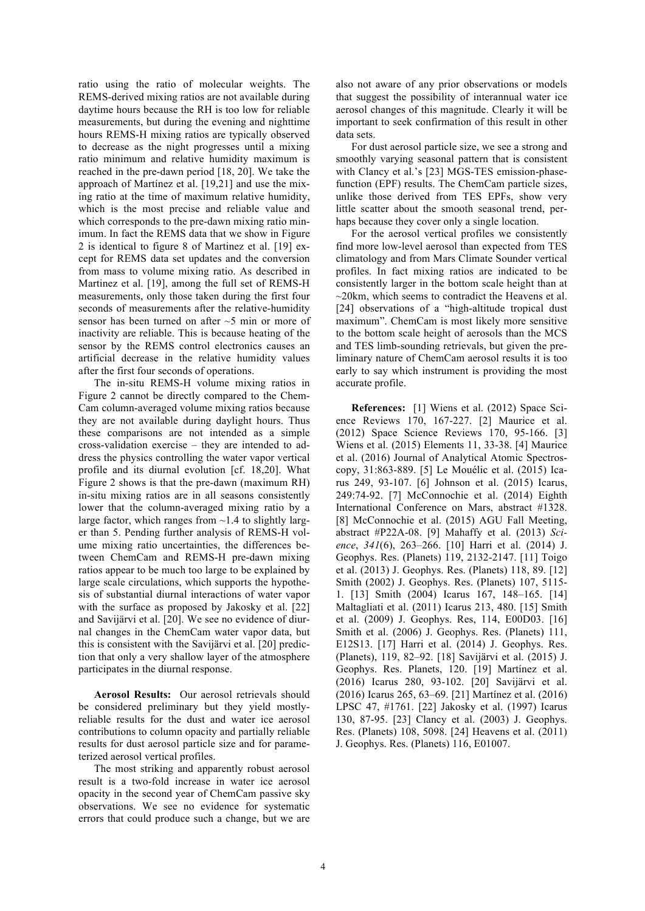ratio using the ratio of molecular weights. The REMS-derived mixing ratios are not available during daytime hours because the RH is too low for reliable measurements, but during the evening and nighttime hours REMS-H mixing ratios are typically observed to decrease as the night progresses until a mixing ratio minimum and relative humidity maximum is reached in the pre-dawn period [18, 20]. We take the approach of Martínez et al. [19,21] and use the mixing ratio at the time of maximum relative humidity, which is the most precise and reliable value and which corresponds to the pre-dawn mixing ratio minimum. In fact the REMS data that we show in Figure 2 is identical to figure 8 of Martinez et al. [19] except for REMS data set updates and the conversion from mass to volume mixing ratio. As described in Martinez et al. [19], among the full set of REMS-H measurements, only those taken during the first four seconds of measurements after the relative-humidity sensor has been turned on after ~5 min or more of inactivity are reliable. This is because heating of the sensor by the REMS control electronics causes an artificial decrease in the relative humidity values after the first four seconds of operations.

The in-situ REMS-H volume mixing ratios in Figure 2 cannot be directly compared to the ChemCam column-averaged volume mixing ratios because they are not available during daylight hours. Thus these comparisons are not intended as a simple cross-validation exercise – they are intended to address the physics controlling the water vapor vertical profile and its diurnal evolution [cf. 18,20]. What Figure 2 shows is that the pre-dawn (maximum RH) in-situ mixing ratios are in all seasons consistently lower that the column-averaged mixing ratio by a large factor, which ranges from ~1.4 to slightly larger than 5. Pending further analysis of REMS-H volume mixing ratio uncertainties, the differences between ChemCam and REMS-H pre-dawn mixing ratios appear to be much too large to be explained by large scale circulations, which supports the hypothesis of substantial diurnal interactions of water vapor with the surface as proposed by Jakosky et al. [22] and Savijärvi et al. [20]. We see no evidence of diurnal changes in the ChemCam water vapor data, but this is consistent with the Savijärvi et al. [20] prediction that only a very shallow layer of the atmosphere participates in the diurnal response.

**Aerosol Results:** Our aerosol retrievals should be considered preliminary but they yield mostly-reliable results for the dust and water ice aerosol contributions to column opacity and partially reliable results for dust aerosol particle size and for parameterized aerosol vertical profiles.

The most striking and apparently robust aerosol result is a two-fold increase in water ice aerosol opacity in the second year of ChemCam passive sky observations. We see no evidence for systematic errors that could produce such a change, but we are also not aware of any prior observations or models that suggest the possibility of interannual water ice aerosol changes of this magnitude. Clearly it will be important to seek confirmation of this result in other data sets.

For dust aerosol particle size, we see a strong and smoothly varying seasonal pattern that is consistent with Clancy et al.'s [23] MGS-TES emission-phase-function (EPF) results. The ChemCam particle sizes, unlike those derived from TES EPFs, show very little scatter about the smooth seasonal trend, perhaps because they cover only a single location.

For the aerosol vertical profiles we consistently find more low-level aerosol than expected from TES climatology and from Mars Climate Sounder vertical profiles. In fact mixing ratios are indicated to be consistently larger in the bottom scale height than at ~20km, which seems to contradict the Heavens et al. [24] observations of a "high-altitude tropical dust maximum". ChemCam is most likely more sensitive to the bottom scale height of aerosols than the MCS and TES limb-sounding retrievals, but given the preliminary nature of ChemCam aerosol results it is too early to say which instrument is providing the most accurate profile.

**References:** [1] Wiens et al. (2012) Space Science Reviews 170, 167-227. [2] Maurice et al. (2012) Space Science Reviews 170, 95-166. [3] Wiens et al. (2015) Elements 11, 33-38. [4] Maurice et al. (2016) Journal of Analytical Atomic Spectroscopy, 31:863-889. [5] Le Mouélic et al. (2015) Icarus 249, 93-107. [6] Johnson et al. (2015) Icarus, 249:74-92. [7] McConnochie et al. (2014) Eighth International Conference on Mars, abstract #1328. [8] McConnochie et al. (2015) AGU Fall Meeting, abstract #P22A-08. [9] Mahaffy et al. (2013) *Science*, *341*(6), 263–266. [10] Harri et al. (2014) J. Geophys. Res. (Planets) 119, 2132-2147. [11] Toigo et al. (2013) J. Geophys. Res. (Planets) 118, 89. [12] Smith (2002) J. Geophys. Res. (Planets) 107, 5115-1. [13] Smith (2004) Icarus 167, 148–165. [14] Maltagliati et al. (2011) Icarus 213, 480. [15] Smith et al. (2009) J. Geophys. Res, 114, E00D03. [16] Smith et al. (2006) J. Geophys. Res. (Planets) 111, E12S13. [17] Harri et al. (2014) J. Geophys. Res. (Planets), 119, 82–92. [18] Savijärvi et al. (2015) J. Geophys. Res. Planets, 120. [19] Martínez et al. (2016) Icarus 280, 93-102. [20] Savijärvi et al. (2016) Icarus 265, 63–69. [21] Martínez et al. (2016) LPSC 47, #1761. [22] Jakosky et al. (1997) Icarus 130, 87-95. [23] Clancy et al. (2003) J. Geophys. Res. (Planets) 108, 5098. [24] Heavens et al. (2011) J. Geophys. Res. (Planets) 116, E01007.